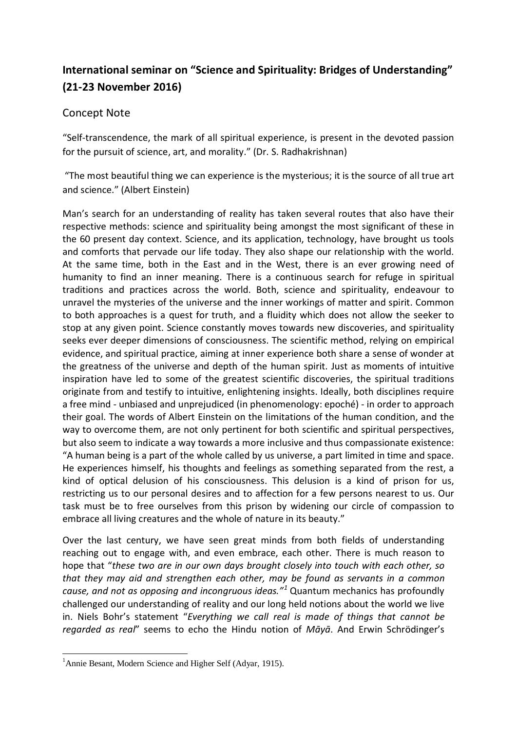## International seminar on "Science and Spirituality: Bridges of Understanding" (21-23 November 2016)

### Concept Note

"Self-transcendence, the mark of all spiritual experience, is present in the devoted passion for the pursuit of science, art, and morality." (Dr. S. Radhakrishnan)

"The most beautiful thing we can experience is the mysterious; it is the source of all true art and science." (Albert Einstein)

Man's search for an understanding of reality has taken several routes that also have their respective methods: science and spirituality being amongst the most significant of these in the 60 present day context. Science, and its application, technology, have brought us tools and comforts that pervade our life today. They also shape our relationship with the world. At the same time, both in the East and in the West, there is an ever growing need of humanity to find an inner meaning. There is a continuous search for refuge in spiritual traditions and practices across the world. Both, science and spirituality, endeavour to unravel the mysteries of the universe and the inner workings of matter and spirit. Common to both approaches is a quest for truth, and a fluidity which does not allow the seeker to stop at any given point. Science constantly moves towards new discoveries, and spirituality seeks ever deeper dimensions of consciousness. The scientific method, relying on empirical evidence, and spiritual practice, aiming at inner experience both share a sense of wonder at the greatness of the universe and depth of the human spirit. Just as moments of intuitive inspiration have led to some of the greatest scientific discoveries, the spiritual traditions originate from and testify to intuitive, enlightening insights. Ideally, both disciplines require a free mind - unbiased and unprejudiced (in phenomenology: epoché) - in order to approach their goal. The words of Albert Einstein on the limitations of the human condition, and the way to overcome them, are not only pertinent for both scientific and spiritual perspectives, but also seem to indicate a way towards a more inclusive and thus compassionate existence: "A human being is a part of the whole called by us universe, a part limited in time and space. He experiences himself, his thoughts and feelings as something separated from the rest, a kind of optical delusion of his consciousness. This delusion is a kind of prison for us, restricting us to our personal desires and to affection for a few persons nearest to us. Our task must be to free ourselves from this prison by widening our circle of compassion to embrace all living creatures and the whole of nature in its beauty."

Over the last century, we have seen great minds from both fields of understanding reaching out to engage with, and even embrace, each other. There is much reason to hope that "*these two are in our own days brought closely into touch with each other, so that they may aid and strengthen each other, may be found as servants in a common cause, and not as opposing and incongruous ideas.*"[1] Quantum mechanics has profoundly challenged our understanding of reality and our long held notions about the world we live in. Niels Bohr's statement "*Everything we call real is made of things that cannot be regarded as real*" seems to echo the Hindu notion of *Māyā*. And Erwin Schrödinger's

[1] Annie Besant, Modern Science and Higher Self (Adyar, 1915).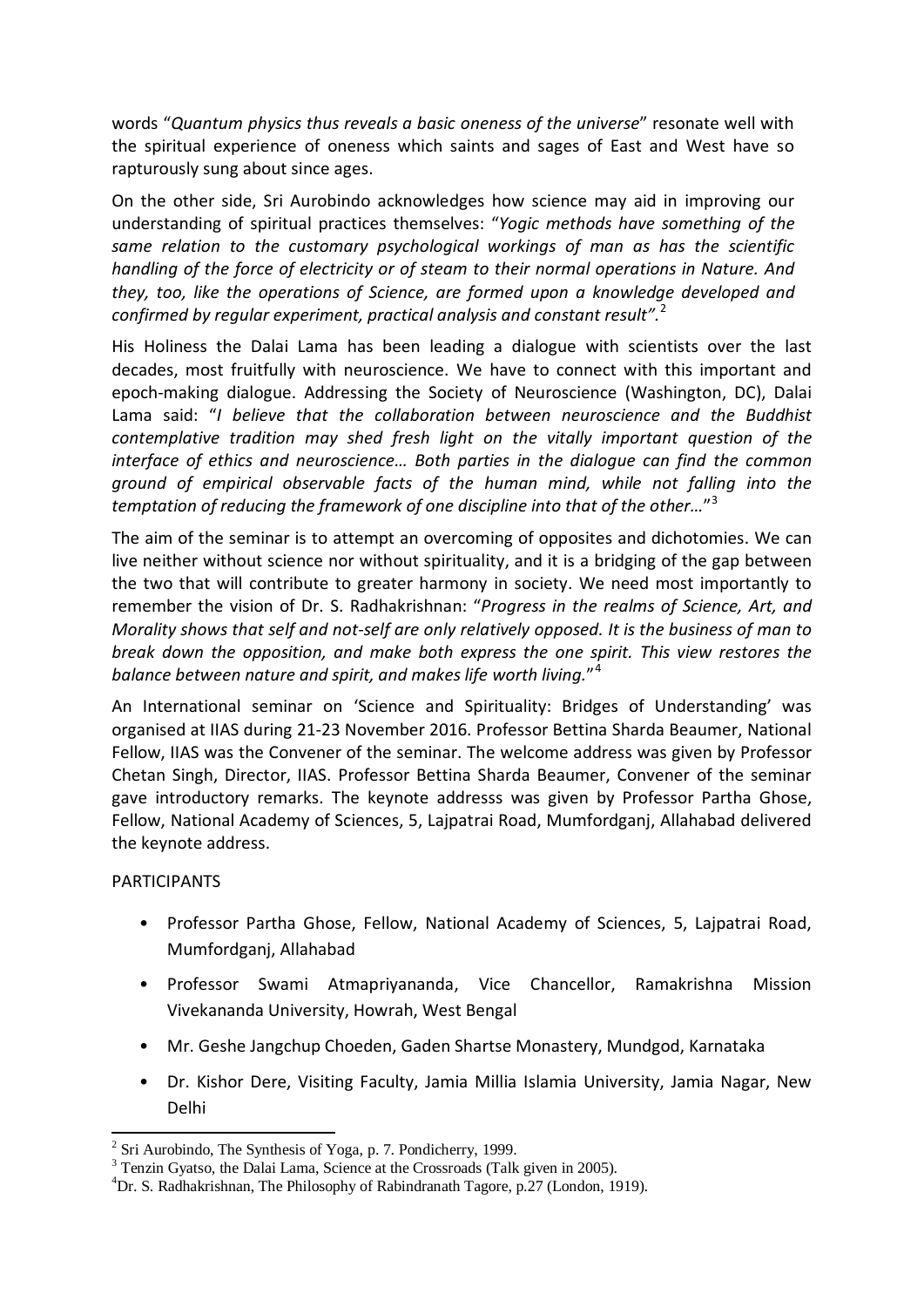words "*Quantum physics thus reveals a basic oneness of the universe*" resonate well with the spiritual experience of oneness which saints and sages of East and West have so rapturously sung about since ages.

On the other side, Sri Aurobindo acknowledges how science may aid in improving our understanding of spiritual practices themselves: "*Yogic methods have something of the same relation to the customary psychological workings of man as has the scientific handling of the force of electricity or of steam to their normal operations in Nature. And they, too, like the operations of Science, are formed upon a knowledge developed and confirmed by regular experiment, practical analysis and constant result".*[2]

His Holiness the Dalai Lama has been leading a dialogue with scientists over the last decades, most fruitfully with neuroscience. We have to connect with this important and epoch-making dialogue. Addressing the Society of Neuroscience (Washington, DC), Dalai Lama said: "*I believe that the collaboration between neuroscience and the Buddhist contemplative tradition may shed fresh light on the vitally important question of the interface of ethics and neuroscience… Both parties in the dialogue can find the common ground of empirical observable facts of the human mind, while not falling into the temptation of reducing the framework of one discipline into that of the other…*"[3]

The aim of the seminar is to attempt an overcoming of opposites and dichotomies. We can live neither without science nor without spirituality, and it is a bridging of the gap between the two that will contribute to greater harmony in society. We need most importantly to remember the vision of Dr. S. Radhakrishnan: "*Progress in the realms of Science, Art, and Morality shows that self and not-self are only relatively opposed. It is the business of man to break down the opposition, and make both express the one spirit. This view restores the balance between nature and spirit, and makes life worth living.*"[4]

An International seminar on 'Science and Spirituality: Bridges of Understanding' was organised at IIAS during 21-23 November 2016. Professor Bettina Sharda Beaumer, National Fellow, IIAS was the Convener of the seminar. The welcome address was given by Professor Chetan Singh, Director, IIAS. Professor Bettina Sharda Beaumer, Convener of the seminar gave introductory remarks. The keynote addresss was given by Professor Partha Ghose, Fellow, National Academy of Sciences, 5, Lajpatrai Road, Mumfordganj, Allahabad delivered the keynote address.

PARTICIPANTS

- Professor Partha Ghose, Fellow, National Academy of Sciences, 5, Lajpatrai Road, Mumfordganj, Allahabad
- Professor Swami Atmapriyananda, Vice Chancellor, Ramakrishna Mission Vivekananda University, Howrah, West Bengal
- Mr. Geshe Jangchup Choeden, Gaden Shartse Monastery, Mundgod, Karnataka
- Dr. Kishor Dere, Visiting Faculty, Jamia Millia Islamia University, Jamia Nagar, New Delhi

---

[2] Sri Aurobindo, The Synthesis of Yoga, p. 7. Pondicherry, 1999.

[3] Tenzin Gyatso, the Dalai Lama, Science at the Crossroads (Talk given in 2005).

[4] Dr. S. Radhakrishnan, The Philosophy of Rabindranath Tagore, p.27 (London, 1919).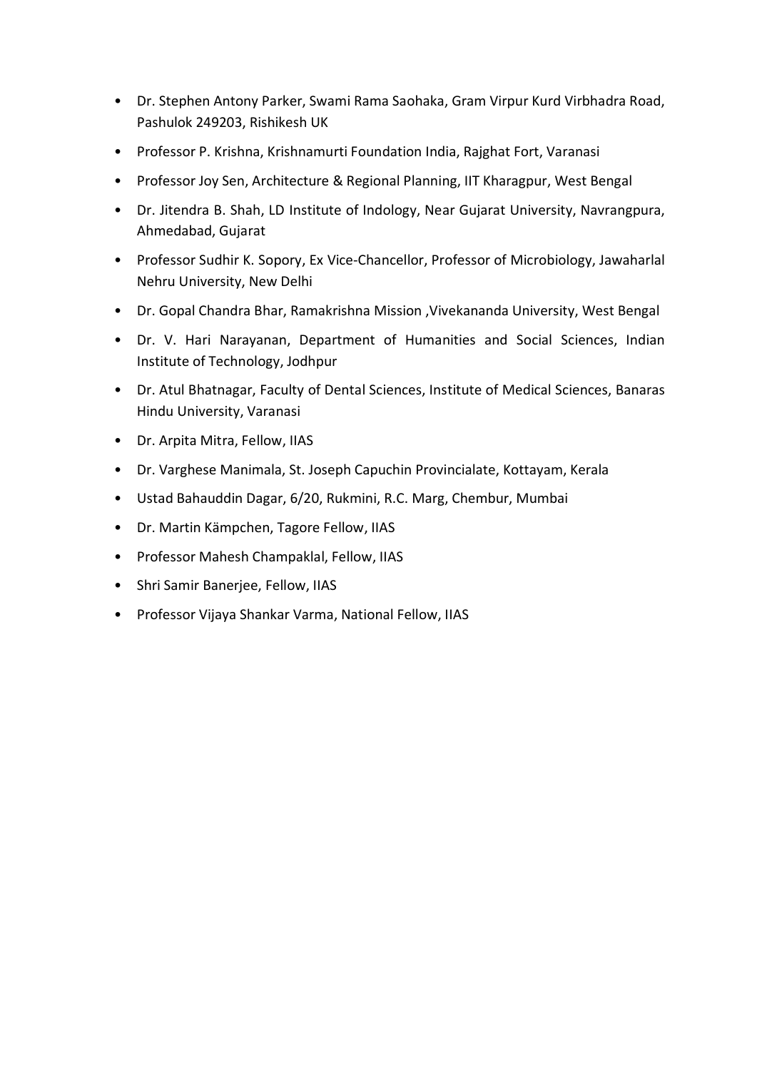- Dr. Stephen Antony Parker, Swami Rama Saohaka, Gram Virpur Kurd Virbhadra Road, Pashulok 249203, Rishikesh UK
- Professor P. Krishna, Krishnamurti Foundation India, Rajghat Fort, Varanasi
- Professor Joy Sen, Architecture & Regional Planning, IIT Kharagpur, West Bengal
- Dr. Jitendra B. Shah, LD Institute of Indology, Near Gujarat University, Navrangpura, Ahmedabad, Gujarat
- Professor Sudhir K. Sopory, Ex Vice-Chancellor, Professor of Microbiology, Jawaharlal Nehru University, New Delhi
- Dr. Gopal Chandra Bhar, Ramakrishna Mission ,Vivekananda University, West Bengal
- Dr. V. Hari Narayanan, Department of Humanities and Social Sciences, Indian Institute of Technology, Jodhpur
- Dr. Atul Bhatnagar, Faculty of Dental Sciences, Institute of Medical Sciences, Banaras Hindu University, Varanasi
- Dr. Arpita Mitra, Fellow, IIAS
- Dr. Varghese Manimala, St. Joseph Capuchin Provincialate, Kottayam, Kerala
- Ustad Bahauddin Dagar, 6/20, Rukmini, R.C. Marg, Chembur, Mumbai
- Dr. Martin Kämpchen, Tagore Fellow, IIAS
- Professor Mahesh Champaklal, Fellow, IIAS
- Shri Samir Banerjee, Fellow, IIAS
- Professor Vijaya Shankar Varma, National Fellow, IIAS